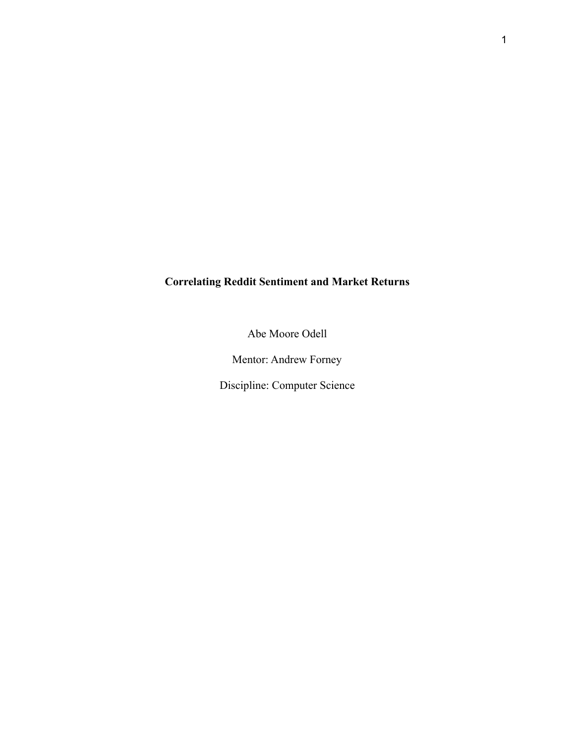# Correlating Reddit Sentiment and Market Returns

Abe Moore Odell

Mentor: Andrew Forney

Discipline: Computer Science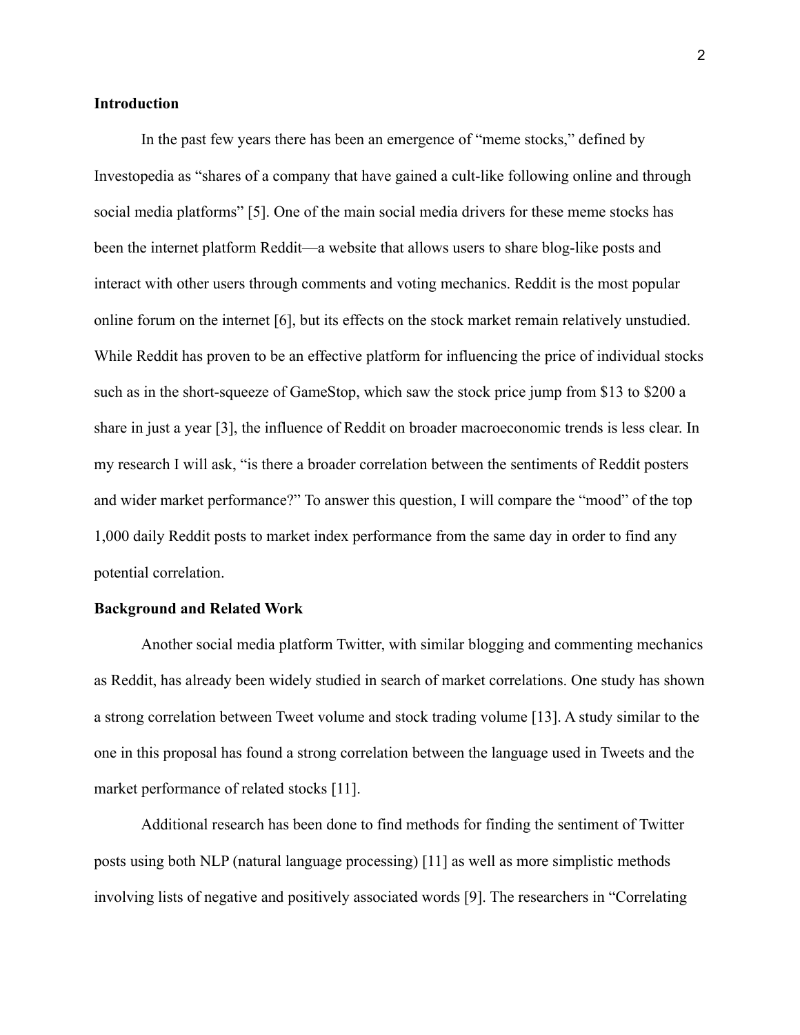**Introduction**

In the past few years there has been an emergence of "meme stocks," defined by Investopedia as "shares of a company that have gained a cult-like following online and through social media platforms" [5]. One of the main social media drivers for these meme stocks has been the internet platform Reddit—a website that allows users to share blog-like posts and interact with other users through comments and voting mechanics. Reddit is the most popular online forum on the internet [6], but its effects on the stock market remain relatively unstudied. While Reddit has proven to be an effective platform for influencing the price of individual stocks such as in the short-squeeze of GameStop, which saw the stock price jump from $13 to $200 a share in just a year [3], the influence of Reddit on broader macroeconomic trends is less clear. In my research I will ask, "is there a broader correlation between the sentiments of Reddit posters and wider market performance?" To answer this question, I will compare the "mood" of the top 1,000 daily Reddit posts to market index performance from the same day in order to find any potential correlation.

**Background and Related Work**

Another social media platform Twitter, with similar blogging and commenting mechanics as Reddit, has already been widely studied in search of market correlations. One study has shown a strong correlation between Tweet volume and stock trading volume [13]. A study similar to the one in this proposal has found a strong correlation between the language used in Tweets and the market performance of related stocks [11].

Additional research has been done to find methods for finding the sentiment of Twitter posts using both NLP (natural language processing) [11] as well as more simplistic methods involving lists of negative and positively associated words [9]. The researchers in "Correlating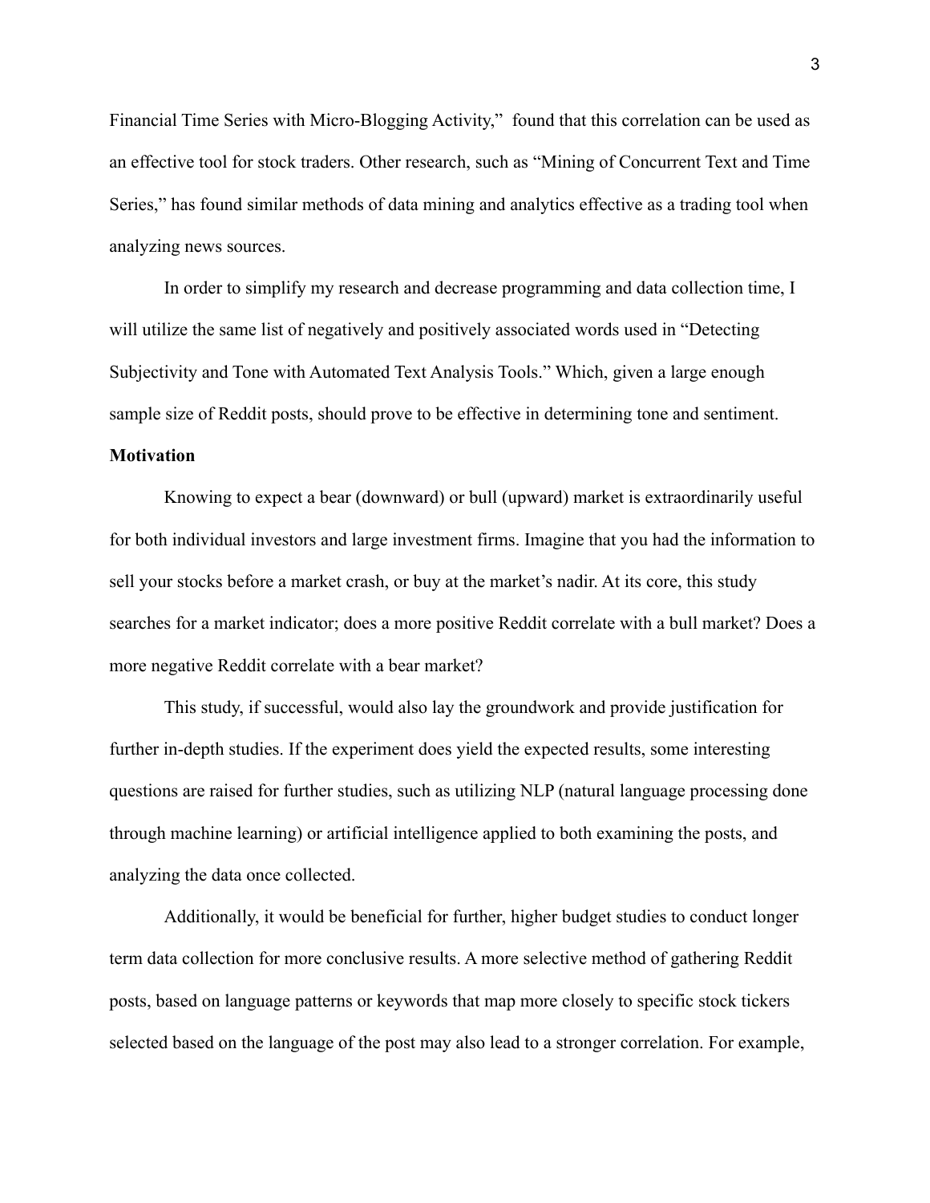Financial Time Series with Micro-Blogging Activity," found that this correlation can be used as an effective tool for stock traders. Other research, such as "Mining of Concurrent Text and Time Series," has found similar methods of data mining and analytics effective as a trading tool when analyzing news sources.

In order to simplify my research and decrease programming and data collection time, I will utilize the same list of negatively and positively associated words used in "Detecting Subjectivity and Tone with Automated Text Analysis Tools." Which, given a large enough sample size of Reddit posts, should prove to be effective in determining tone and sentiment.

**Motivation**

Knowing to expect a bear (downward) or bull (upward) market is extraordinarily useful for both individual investors and large investment firms. Imagine that you had the information to sell your stocks before a market crash, or buy at the market's nadir. At its core, this study searches for a market indicator; does a more positive Reddit correlate with a bull market? Does a more negative Reddit correlate with a bear market?

This study, if successful, would also lay the groundwork and provide justification for further in-depth studies. If the experiment does yield the expected results, some interesting questions are raised for further studies, such as utilizing NLP (natural language processing done through machine learning) or artificial intelligence applied to both examining the posts, and analyzing the data once collected.

Additionally, it would be beneficial for further, higher budget studies to conduct longer term data collection for more conclusive results. A more selective method of gathering Reddit posts, based on language patterns or keywords that map more closely to specific stock tickers selected based on the language of the post may also lead to a stronger correlation. For example,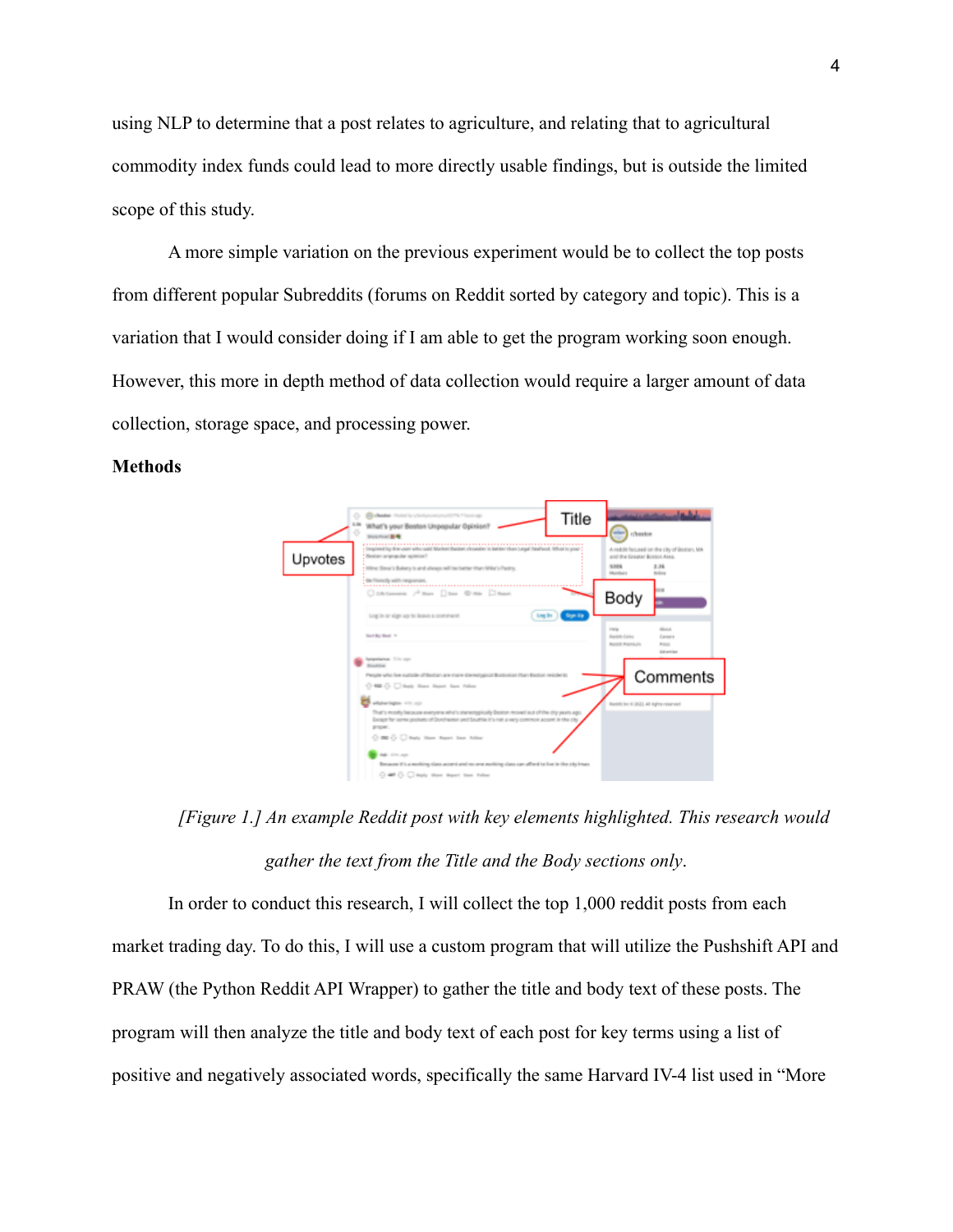using NLP to determine that a post relates to agriculture, and relating that to agricultural commodity index funds could lead to more directly usable findings, but is outside the limited scope of this study.

A more simple variation on the previous experiment would be to collect the top posts from different popular Subreddits (forums on Reddit sorted by category and topic). This is a variation that I would consider doing if I am able to get the program working soon enough. However, this more in depth method of data collection would require a larger amount of data collection, storage space, and processing power.

**Methods**

*[Figure 1.] An example Reddit post with key elements highlighted. This research would gather the text from the Title and the Body sections only.*

In order to conduct this research, I will collect the top 1,000 reddit posts from each market trading day. To do this, I will use a custom program that will utilize the Pushshift API and PRAW (the Python Reddit API Wrapper) to gather the title and body text of these posts. The program will then analyze the title and body text of each post for key terms using a list of positive and negatively associated words, specifically the same Harvard IV-4 list used in "More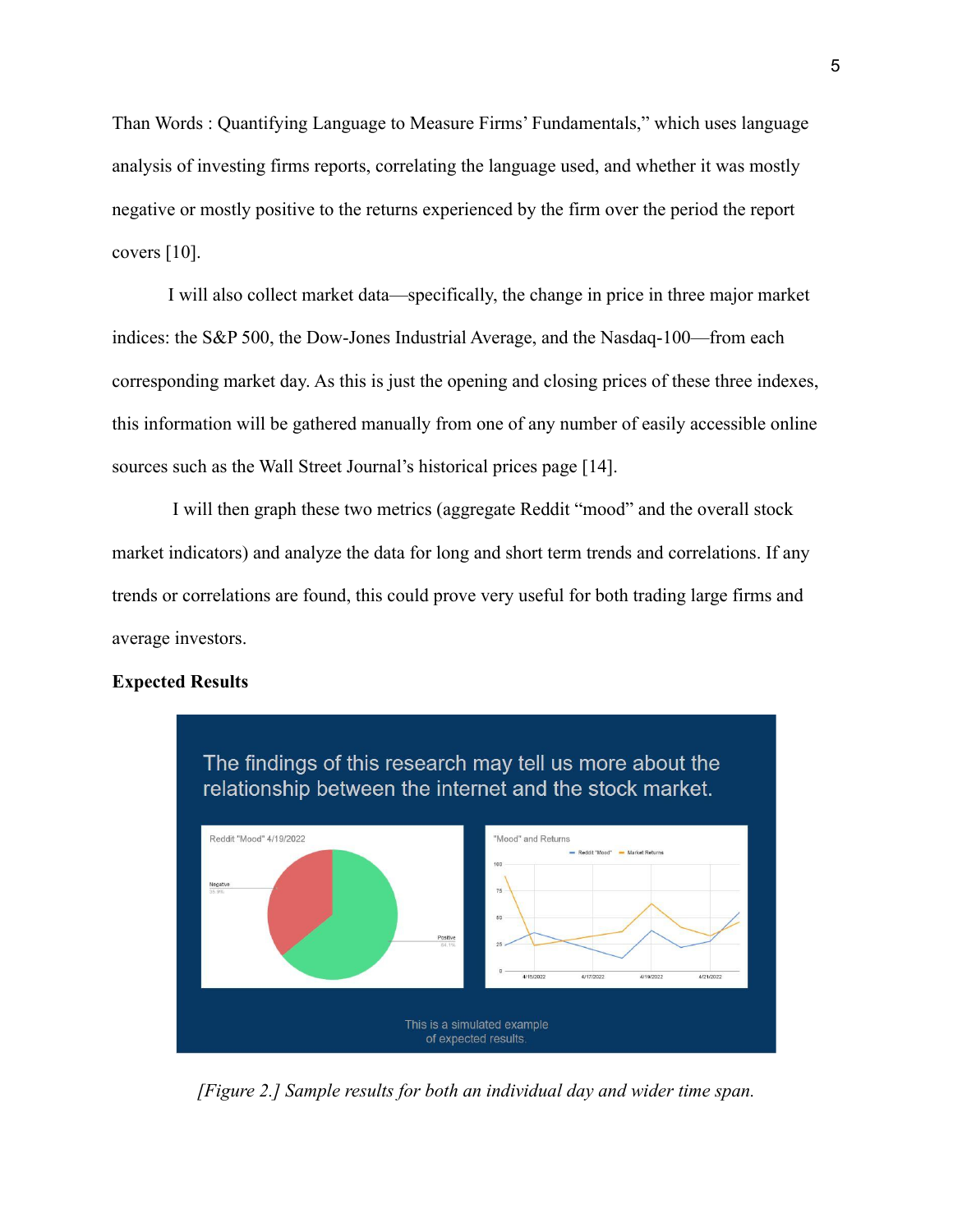Than Words : Quantifying Language to Measure Firms' Fundamentals," which uses language analysis of investing firms reports, correlating the language used, and whether it was mostly negative or mostly positive to the returns experienced by the firm over the period the report covers [10].

I will also collect market data—specifically, the change in price in three major market indices: the S&P 500, the Dow-Jones Industrial Average, and the Nasdaq-100—from each corresponding market day. As this is just the opening and closing prices of these three indexes, this information will be gathered manually from one of any number of easily accessible online sources such as the Wall Street Journal's historical prices page [14].

I will then graph these two metrics (aggregate Reddit "mood" and the overall stock market indicators) and analyze the data for long and short term trends and correlations. If any trends or correlations are found, this could prove very useful for both trading large firms and average investors.

**Expected Results**

The findings of this research may tell us more about the relationship between the internet and the stock market.

Reddit "Mood" 4/19/2022

"Mood" and Returns

This is a simulated example of expected results.

*[Figure 2.] Sample results for both an individual day and wider time span.*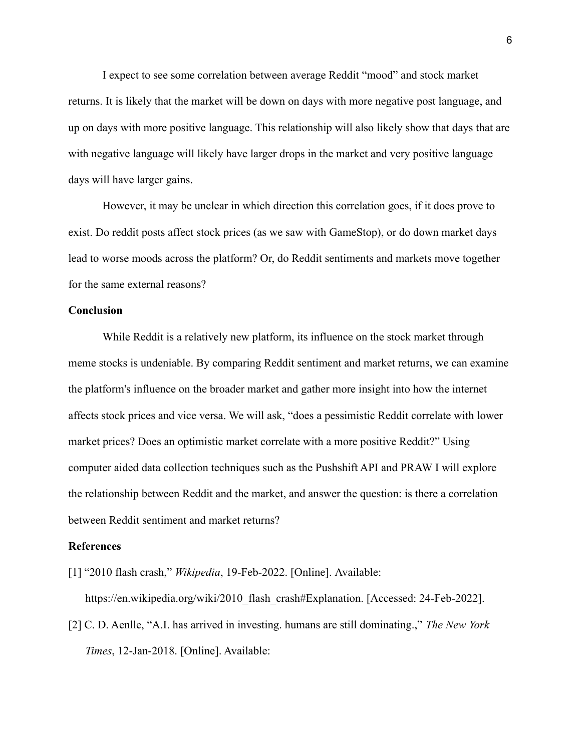I expect to see some correlation between average Reddit "mood" and stock market returns. It is likely that the market will be down on days with more negative post language, and up on days with more positive language. This relationship will also likely show that days that are with negative language will likely have larger drops in the market and very positive language days will have larger gains.

However, it may be unclear in which direction this correlation goes, if it does prove to exist. Do reddit posts affect stock prices (as we saw with GameStop), or do down market days lead to worse moods across the platform? Or, do Reddit sentiments and markets move together for the same external reasons?

**Conclusion**

While Reddit is a relatively new platform, its influence on the stock market through meme stocks is undeniable. By comparing Reddit sentiment and market returns, we can examine the platform's influence on the broader market and gather more insight into how the internet affects stock prices and vice versa. We will ask, "does a pessimistic Reddit correlate with lower market prices? Does an optimistic market correlate with a more positive Reddit?" Using computer aided data collection techniques such as the Pushshift API and PRAW I will explore the relationship between Reddit and the market, and answer the question: is there a correlation between Reddit sentiment and market returns?

**References**

[1] "2010 flash crash," *Wikipedia*, 19-Feb-2022. [Online]. Available: https://en.wikipedia.org/wiki/2010_flash_crash#Explanation. [Accessed: 24-Feb-2022].

[2] C. D. Aenlle, "A.I. has arrived in investing. humans are still dominating.," *The New York Times*, 12-Jan-2018. [Online]. Available: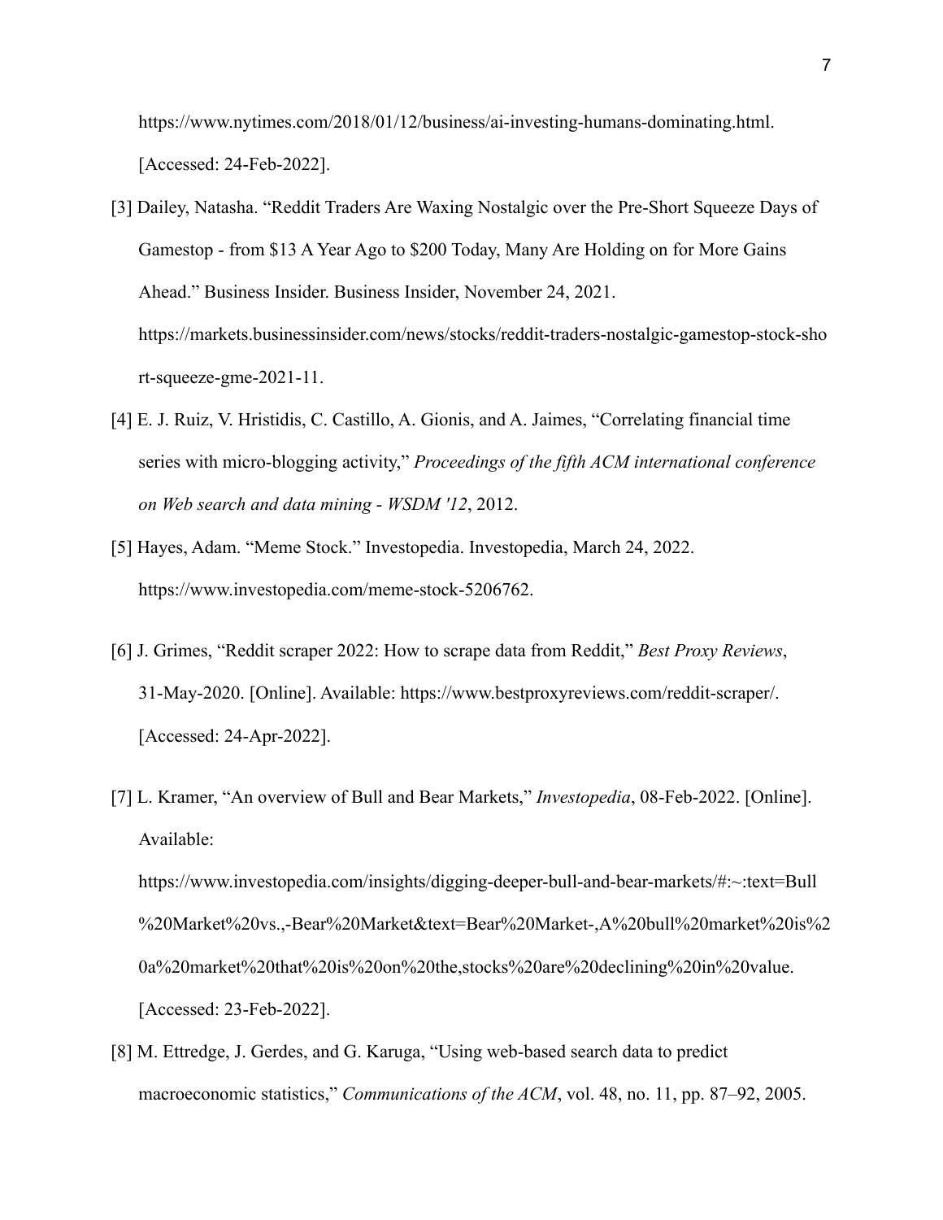https://www.nytimes.com/2018/01/12/business/ai-investing-humans-dominating.html. [Accessed: 24-Feb-2022].

[3] Dailey, Natasha. “Reddit Traders Are Waxing Nostalgic over the Pre-Short Squeeze Days of Gamestop - from $13 A Year Ago to $200 Today, Many Are Holding on for More Gains Ahead.” Business Insider. Business Insider, November 24, 2021. https://markets.businessinsider.com/news/stocks/reddit-traders-nostalgic-gamestop-stock-short-squeeze-gme-2021-11.

[4] E. J. Ruiz, V. Hristidis, C. Castillo, A. Gionis, and A. Jaimes, “Correlating financial time series with micro-blogging activity,” *Proceedings of the fifth ACM international conference on Web search and data mining - WSDM '12*, 2012.

[5] Hayes, Adam. “Meme Stock.” Investopedia. Investopedia, March 24, 2022. https://www.investopedia.com/meme-stock-5206762.

[6] J. Grimes, “Reddit scraper 2022: How to scrape data from Reddit,” *Best Proxy Reviews*, 31-May-2020. [Online]. Available: https://www.bestproxyreviews.com/reddit-scraper/. [Accessed: 24-Apr-2022].

[7] L. Kramer, “An overview of Bull and Bear Markets,” *Investopedia*, 08-Feb-2022. [Online]. Available: https://www.investopedia.com/insights/digging-deeper-bull-and-bear-markets/#:~:text=Bull%20Market%20vs.,-Bear%20Market&text=Bear%20Market-,A%20bull%20market%20is%20a%20market%20that%20is%20on%20the,stocks%20are%20declining%20in%20value. [Accessed: 23-Feb-2022].

[8] M. Ettredge, J. Gerdes, and G. Karuga, “Using web-based search data to predict macroeconomic statistics,” *Communications of the ACM*, vol. 48, no. 11, pp. 87–92, 2005.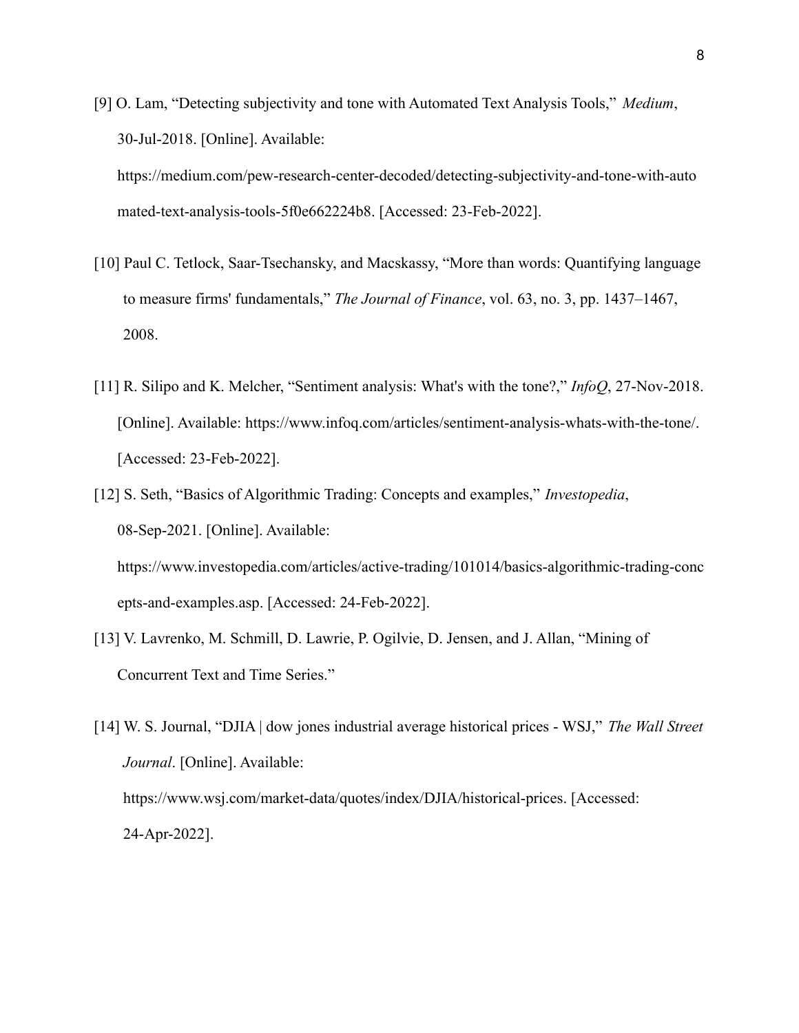[9] O. Lam, “Detecting subjectivity and tone with Automated Text Analysis Tools,” *Medium*, 30-Jul-2018. [Online]. Available: https://medium.com/pew-research-center-decoded/detecting-subjectivity-and-tone-with-automated-text-analysis-tools-5f0e662224b8. [Accessed: 23-Feb-2022].

[10] Paul C. Tetlock, Saar-Tsechansky, and Macskassy, “More than words: Quantifying language to measure firms' fundamentals,” *The Journal of Finance*, vol. 63, no. 3, pp. 1437–1467, 2008.

[11] R. Silipo and K. Melcher, “Sentiment analysis: What's with the tone?,” *InfoQ*, 27-Nov-2018. [Online]. Available: https://www.infoq.com/articles/sentiment-analysis-whats-with-the-tone/. [Accessed: 23-Feb-2022].

[12] S. Seth, “Basics of Algorithmic Trading: Concepts and examples,” *Investopedia*, 08-Sep-2021. [Online]. Available: https://www.investopedia.com/articles/active-trading/101014/basics-algorithmic-trading-concepts-and-examples.asp. [Accessed: 24-Feb-2022].

[13] V. Lavrenko, M. Schmill, D. Lawrie, P. Ogilvie, D. Jensen, and J. Allan, “Mining of Concurrent Text and Time Series.”

[14] W. S. Journal, “DJIA | dow jones industrial average historical prices - WSJ,” *The Wall Street Journal*. [Online]. Available: https://www.wsj.com/market-data/quotes/index/DJIA/historical-prices. [Accessed: 24-Apr-2022].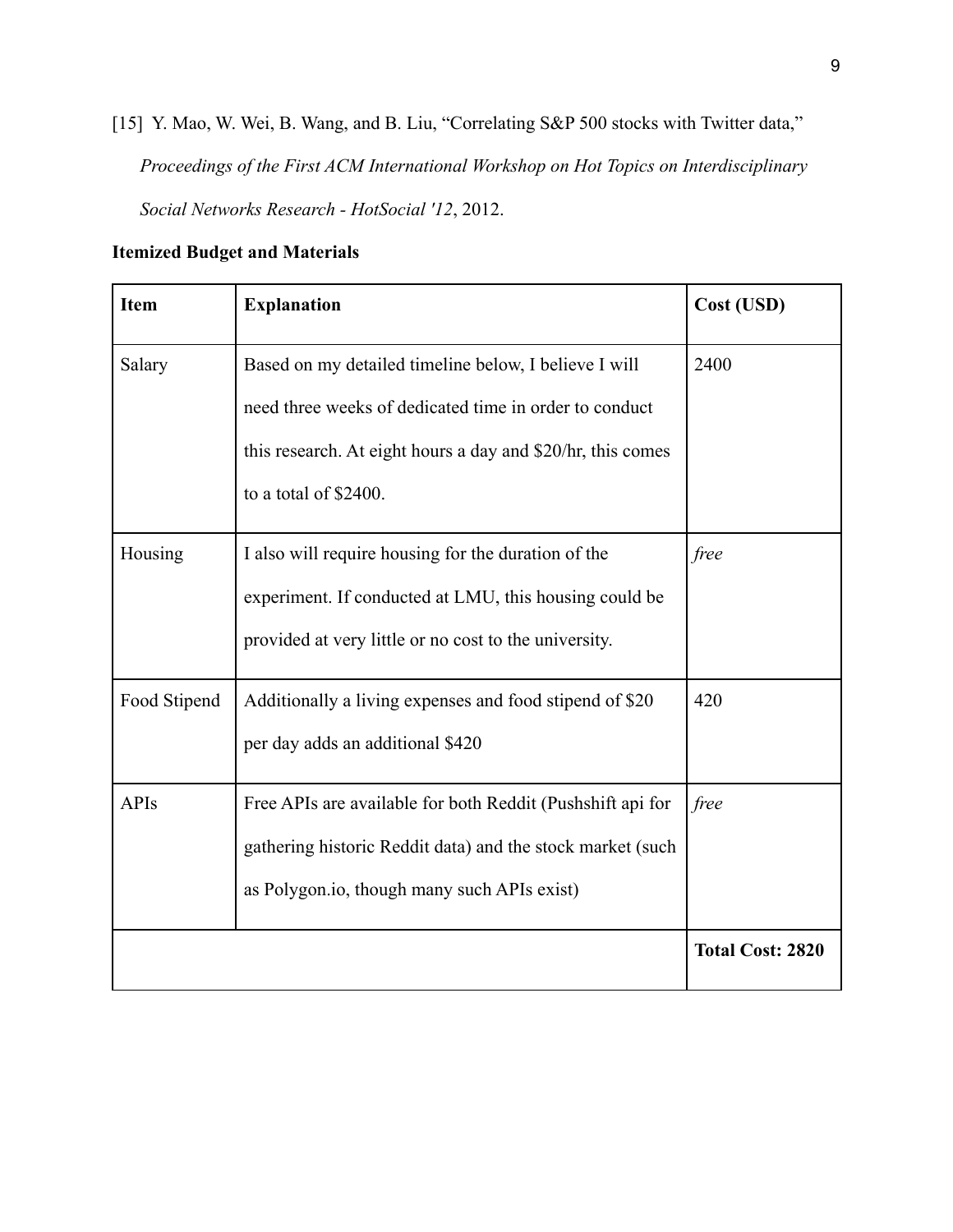[15] Y. Mao, W. Wei, B. Wang, and B. Liu, "Correlating S&P 500 stocks with Twitter data," *Proceedings of the First ACM International Workshop on Hot Topics on Interdisciplinary Social Networks Research - HotSocial '12*, 2012.

**Itemized Budget and Materials**

| **Item** | **Explanation** | **Cost (USD)** |
|---|---|---|
| Salary | Based on my detailed timeline below, I believe I will need three weeks of dedicated time in order to conduct this research. At eight hours a day and $20/hr, this comes to a total of $2400. | 2400 |
| Housing | I also will require housing for the duration of the experiment. If conducted at LMU, this housing could be provided at very little or no cost to the university. | *free* |
| Food Stipend | Additionally a living expenses and food stipend of $20 per day adds an additional $420 | 420 |
| APIs | Free APIs are available for both Reddit (Pushshift api for gathering historic Reddit data) and the stock market (such as Polygon.io, though many such APIs exist) | *free* |
| | | **Total Cost: 2820** |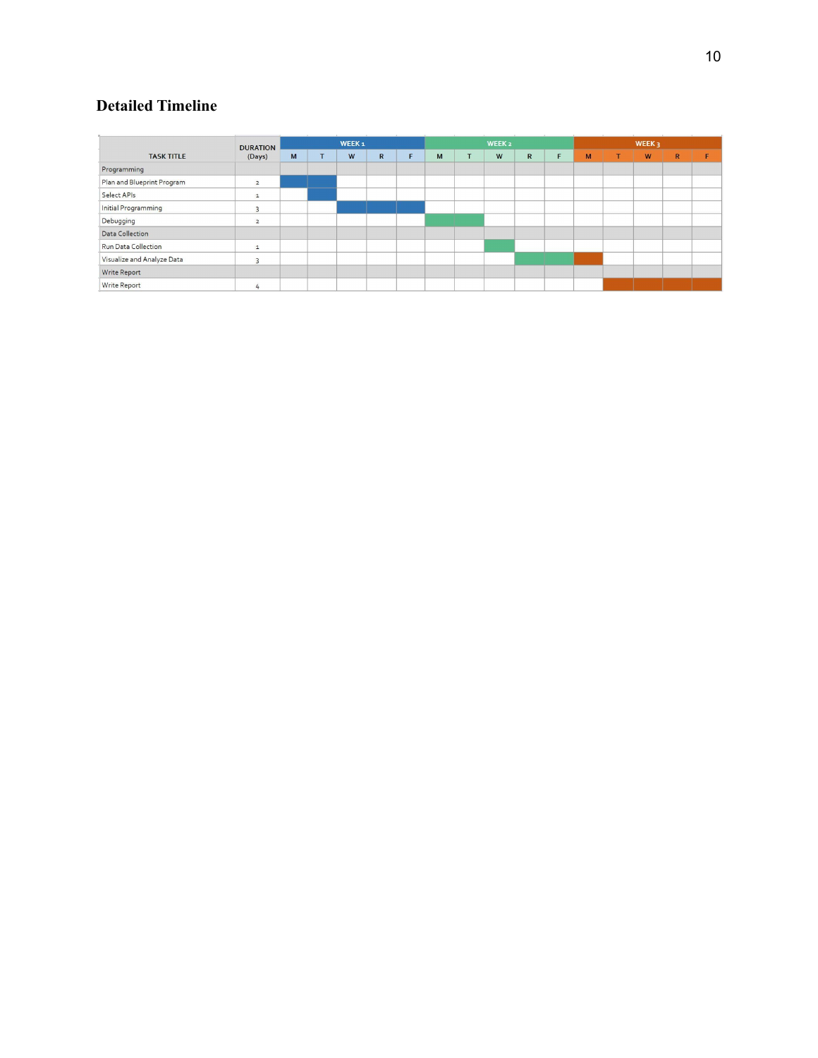## Detailed Timeline

| TASK TITLE | DURATION (Days) | WEEK 1 | | | | | WEEK 2 | | | | | WEEK 3 | | | | |
|---|---|---|---|---|---|---|---|---|---|---|---|---|---|---|---|---|
| | | M | T | W | R | F | M | T | W | R | F | M | T | W | R | F |
| Programming | | | | | | | | | | | | | | | | |
| Plan and Blueprint Program | 2 | | | | | | | | | | | | | | | |
| Select APIs | 1 | | | | | | | | | | | | | | | |
| Initial Programming | 3 | | | | | | | | | | | | | | | |
| Debugging | 2 | | | | | | | | | | | | | | | |
| Data Collection | | | | | | | | | | | | | | | | |
| Run Data Collection | 1 | | | | | | | | | | | | | | | |
| Visualize and Analyze Data | 3 | | | | | | | | | | | | | | | |
| Write Report | | | | | | | | | | | | | | | | |
| Write Report | 4 | | | | | | | | | | | | | | | |